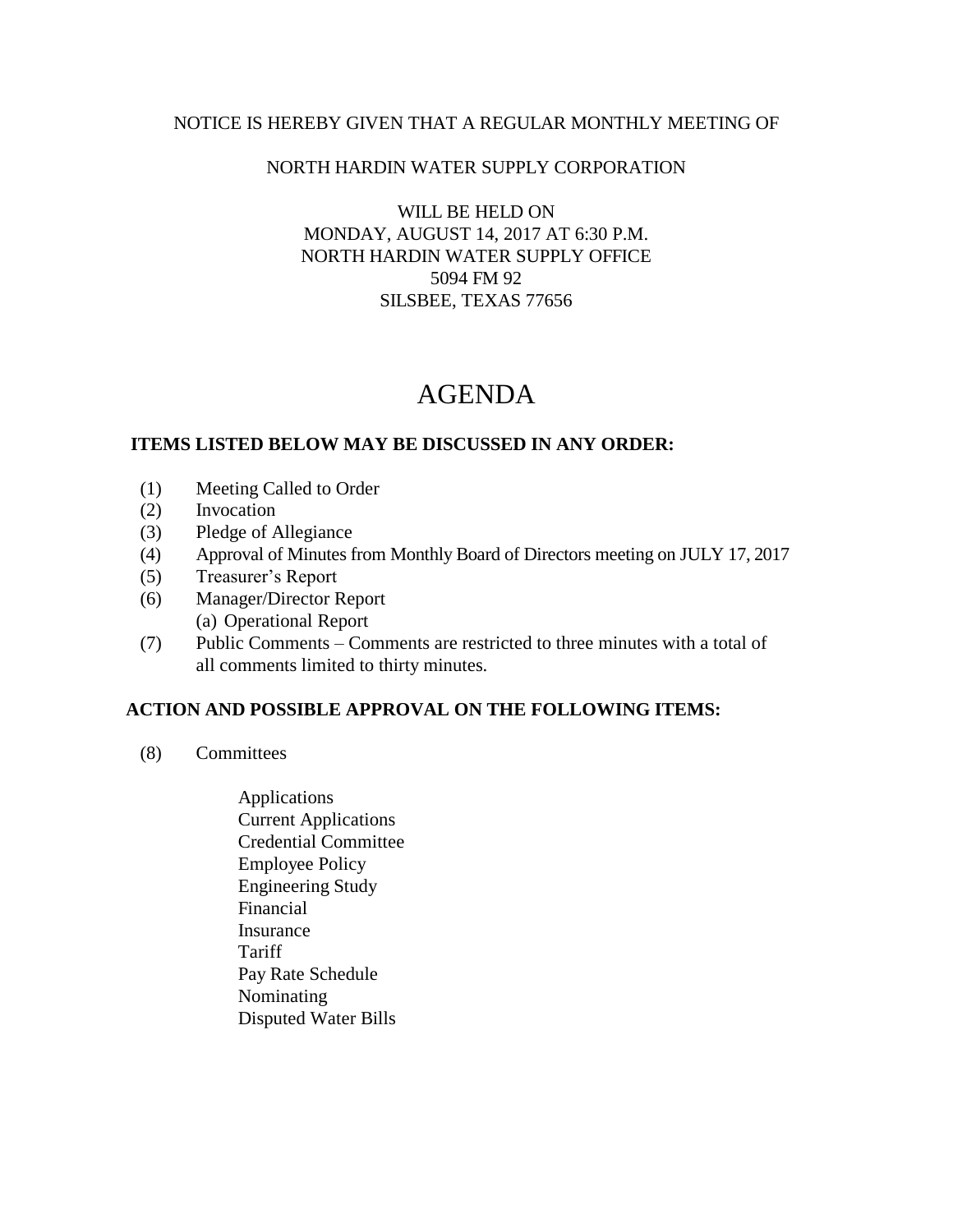NOTICE IS HEREBY GIVEN THAT A REGULAR MONTHLY MEETING OF

NORTH HARDIN WATER SUPPLY CORPORATION

WILL BE HELD ON
MONDAY, AUGUST 14, 2017 AT 6:30 P.M.
NORTH HARDIN WATER SUPPLY OFFICE
5094 FM 92
SILSBEE, TEXAS 77656

# AGENDA

**ITEMS LISTED BELOW MAY BE DISCUSSED IN ANY ORDER:**

(1) Meeting Called to Order
(2) Invocation
(3) Pledge of Allegiance
(4) Approval of Minutes from Monthly Board of Directors meeting on JULY 17, 2017
(5) Treasurer's Report
(6) Manager/Director Report
  (a) Operational Report
(7) Public Comments – Comments are restricted to three minutes with a total of all comments limited to thirty minutes.

**ACTION AND POSSIBLE APPROVAL ON THE FOLLOWING ITEMS:**

(8) Committees

- Applications
- Current Applications
- Credential Committee
- Employee Policy
- Engineering Study
- Financial
- Insurance
- Tariff
- Pay Rate Schedule
- Nominating
- Disputed Water Bills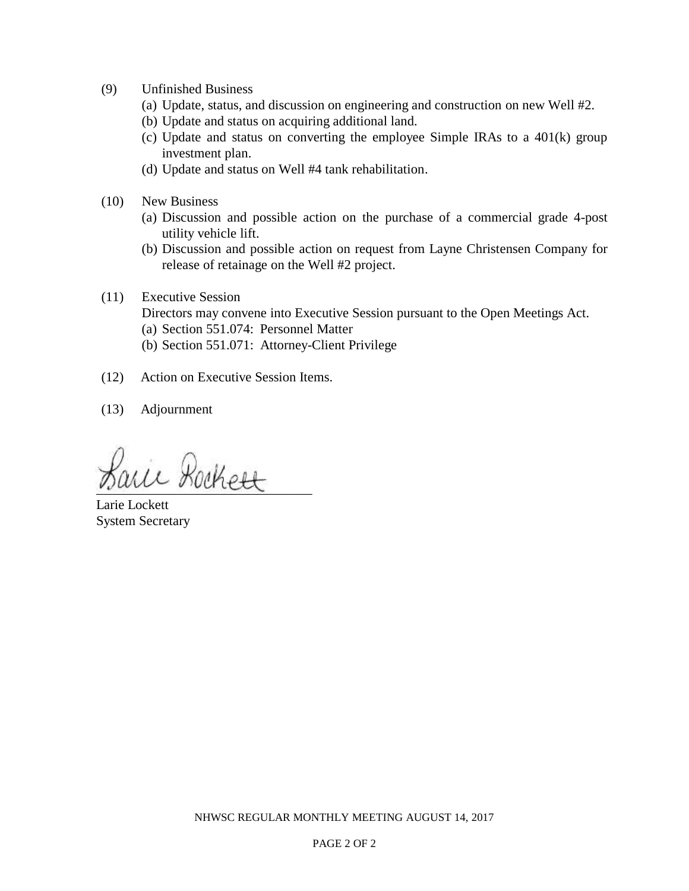(9) Unfinished Business

(a) Update, status, and discussion on engineering and construction on new Well #2.
(b) Update and status on acquiring additional land.
(c) Update and status on converting the employee Simple IRAs to a 401(k) group investment plan.
(d) Update and status on Well #4 tank rehabilitation.

(10) New Business

(a) Discussion and possible action on the purchase of a commercial grade 4-post utility vehicle lift.
(b) Discussion and possible action on request from Layne Christensen Company for release of retainage on the Well #2 project.

(11) Executive Session

Directors may convene into Executive Session pursuant to the Open Meetings Act.

(a) Section 551.074: Personnel Matter
(b) Section 551.071: Attorney-Client Privilege

(12) Action on Executive Session Items.

(13) Adjournment

Larie Lockett
System Secretary